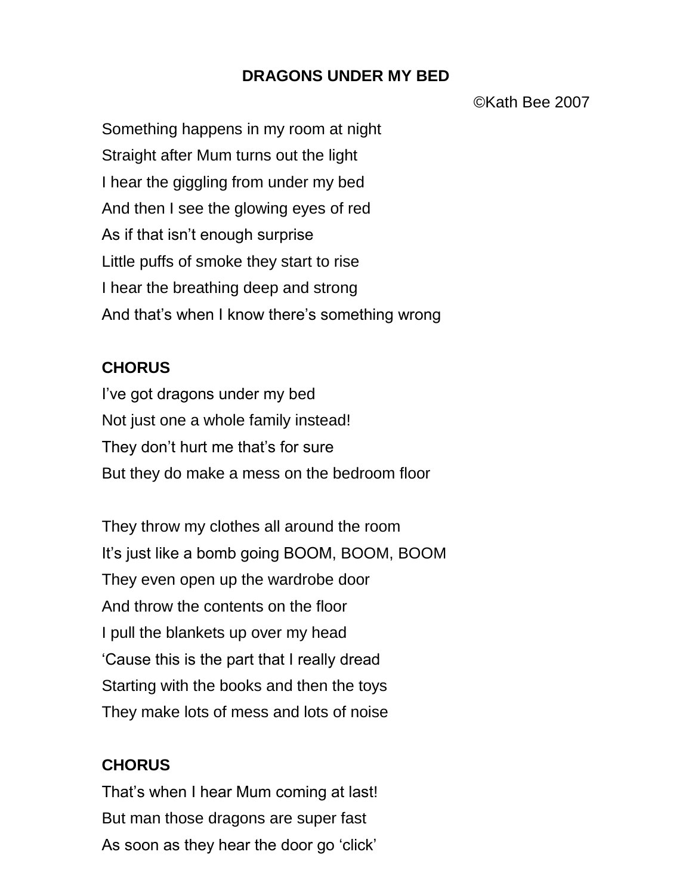# DRAGONS UNDER MY BED

©Kath Bee 2007

Something happens in my room at night
Straight after Mum turns out the light
I hear the giggling from under my bed
And then I see the glowing eyes of red
As if that isn't enough surprise
Little puffs of smoke they start to rise
I hear the breathing deep and strong
And that's when I know there's something wrong

**CHORUS**
I've got dragons under my bed
Not just one a whole family instead!
They don't hurt me that's for sure
But they do make a mess on the bedroom floor

They throw my clothes all around the room
It's just like a bomb going BOOM, BOOM, BOOM
They even open up the wardrobe door
And throw the contents on the floor
I pull the blankets up over my head
'Cause this is the part that I really dread
Starting with the books and then the toys
They make lots of mess and lots of noise

**CHORUS**
That's when I hear Mum coming at last!
But man those dragons are super fast
As soon as they hear the door go 'click'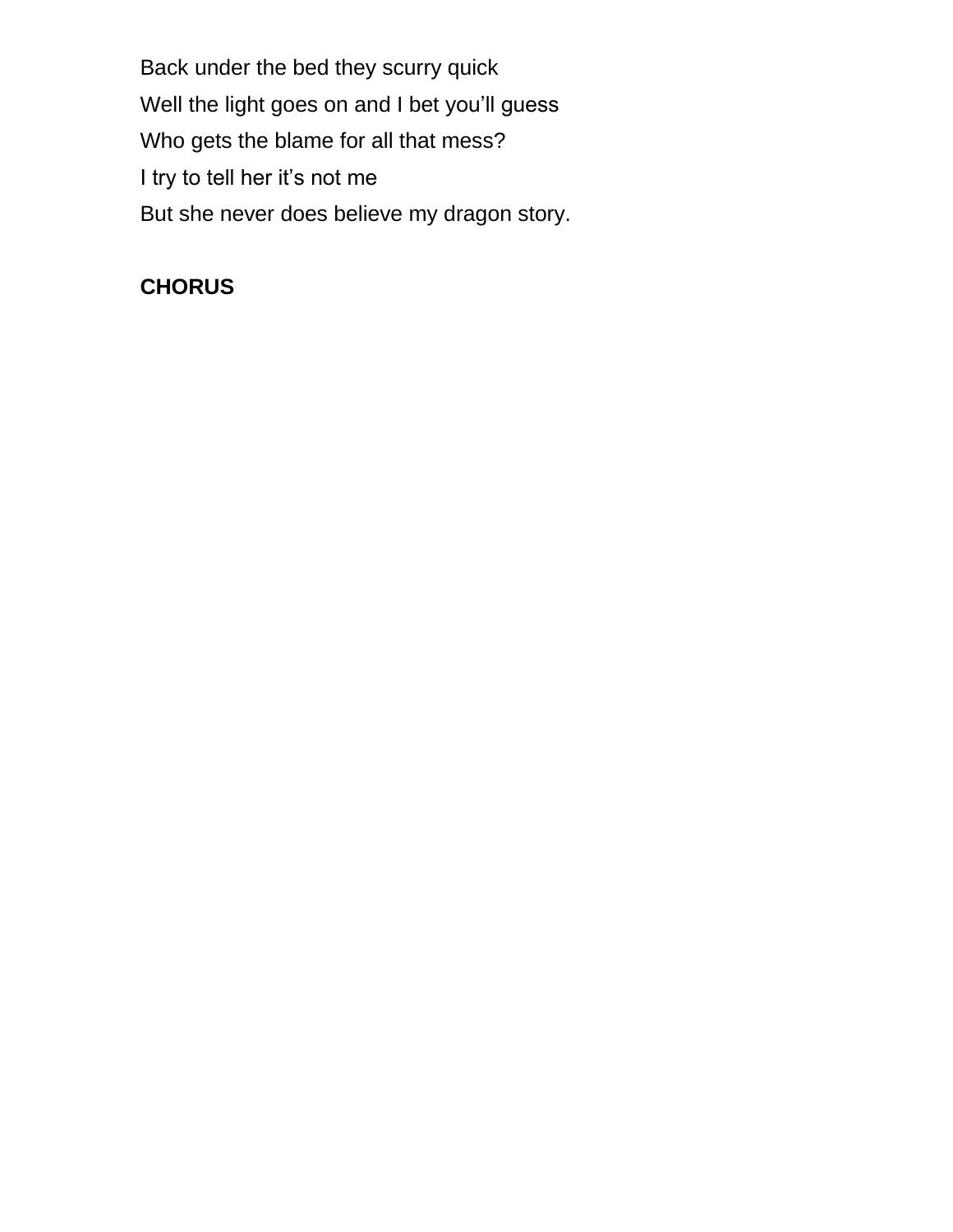Back under the bed they scurry quick

Well the light goes on and I bet you'll guess

Who gets the blame for all that mess?

I try to tell her it's not me

But she never does believe my dragon story.

**CHORUS**